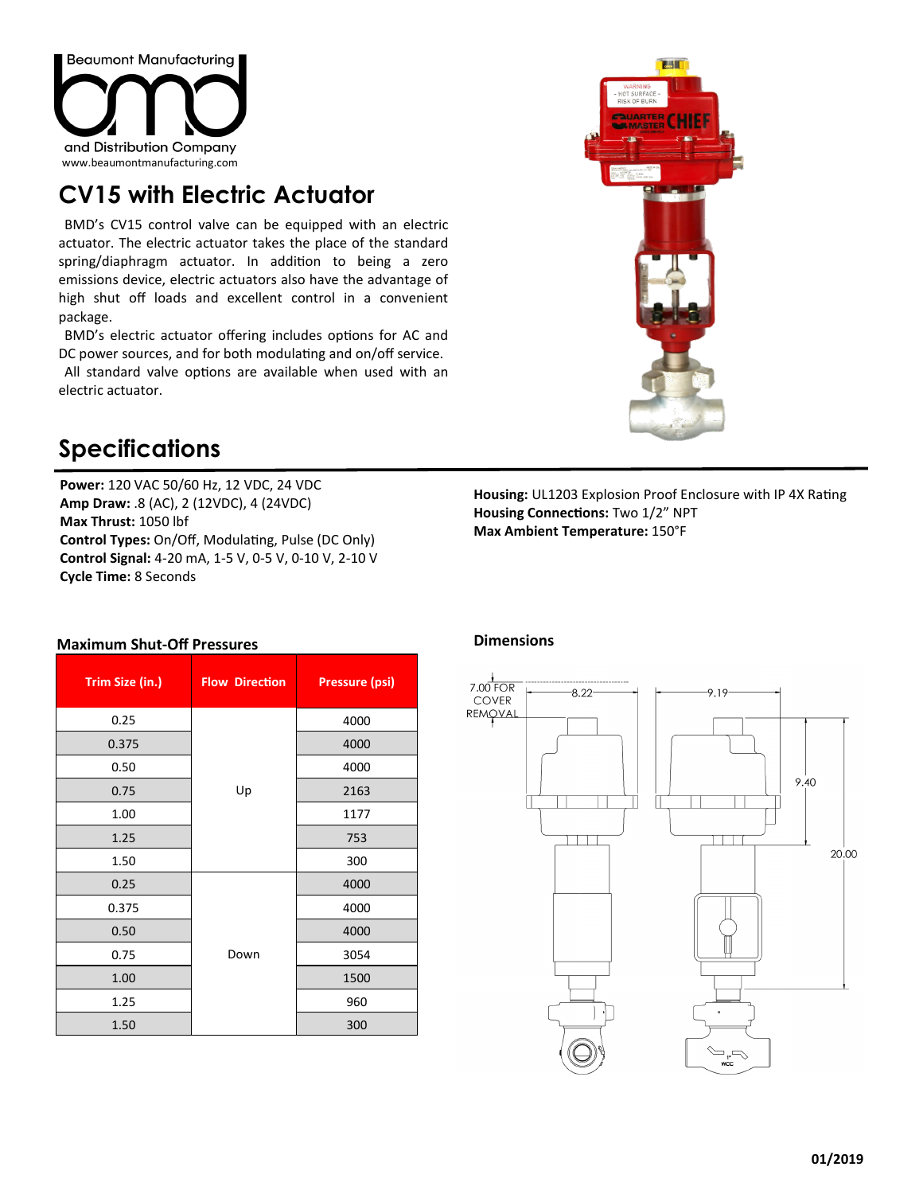Beaumont Manufacturing and Distribution Company

www.beaumontmanufacturing.com

# CV15 with Electric Actuator

BMD's CV15 control valve can be equipped with an electric actuator. The electric actuator takes the place of the standard spring/diaphragm actuator. In addition to being a zero emissions device, electric actuators also have the advantage of high shut off loads and excellent control in a convenient package.

BMD's electric actuator offering includes options for AC and DC power sources, and for both modulating and on/off service.

All standard valve options are available when used with an electric actuator.

# Specifications

**Power:** 120 VAC 50/60 Hz, 12 VDC, 24 VDC
**Amp Draw:** .8 (AC), 2 (12VDC), 4 (24VDC)
**Max Thrust:** 1050 lbf
**Control Types:** On/Off, Modulating, Pulse (DC Only)
**Control Signal:** 4-20 mA, 1-5 V, 0-5 V, 0-10 V, 2-10 V
**Cycle Time:** 8 Seconds

**Housing:** UL1203 Explosion Proof Enclosure with IP 4X Rating
**Housing Connections:** Two 1/2" NPT
**Max Ambient Temperature:** 150°F

### Maximum Shut-Off Pressures

| Trim Size (in.) | Flow Direction | Pressure (psi) |
|---|---|---|
| 0.25 | Up | 4000 |
| 0.375 | | 4000 |
| 0.50 | | 4000 |
| 0.75 | | 2163 |
| 1.00 | | 1177 |
| 1.25 | | 753 |
| 1.50 | | 300 |
| 0.25 | Down | 4000 |
| 0.375 | | 4000 |
| 0.50 | | 4000 |
| 0.75 | | 3054 |
| 1.00 | | 1500 |
| 1.25 | | 960 |
| 1.50 | | 300 |

### Dimensions

7.00 FOR COVER REMOVAL

8.22

9.19

9.40

20.00

01/2019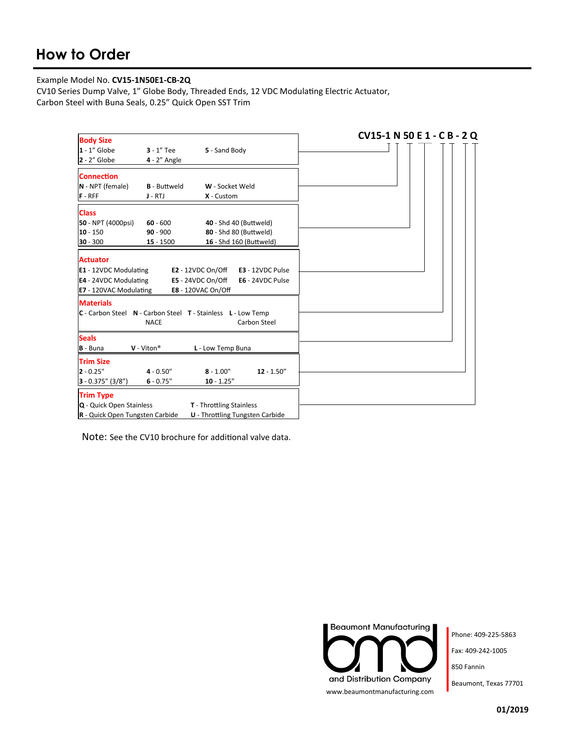# How to Order

Example Model No. **CV15-1N50E1-CB-2Q**

CV10 Series Dump Valve, 1" Globe Body, Threaded Ends, 12 VDC Modulating Electric Actuator, Carbon Steel with Buna Seals, 0.25" Quick Open SST Trim

**CV15-1 N 50 E 1 - C B - 2 Q**

**Body Size**

**1** - 1" Globe
**2** - 2" Globe
**3** - 1" Tee
**4** - 2" Angle
**5** - Sand Body

**Connection**

**N** - NPT (female)
**F** - RFF
**B** - Buttweld
**J** - RTJ
**W** - Socket Weld
**X** - Custom

**Class**

**50** - NPT (4000psi)
**10** - 150
**30** - 300
**60** - 600
**90** - 900
**15** - 1500
**40** - Shd 40 (Buttweld)
**80** - Shd 80 (Buttweld)
**16** - Shd 160 (Buttweld)

**Actuator**

**E1** - 12VDC Modulating
**E4** - 24VDC Modulating
**E7** - 120VAC Modulating
**E2** - 12VDC On/Off
**E5** - 24VDC On/Off
**E8** - 120VAC On/Off
**E3** - 12VDC Pulse
**E6** - 24VDC Pulse

**Materials**

**C** - Carbon Steel
**N** - Carbon Steel NACE
**T** - Stainless
**L** - Low Temp Carbon Steel

**Seals**

**B** - Buna
**V** - Viton®
**L** - Low Temp Buna

**Trim Size**

**2** - 0.25"
**3** - 0.375" (3/8")
**4** - 0.50"
**6** - 0.75"
**8** - 1.00"
**10** - 1.25"
**12** - 1.50"

**Trim Type**

**Q** - Quick Open Stainless
**R** - Quick Open Tungsten Carbide
**T** - Throttling Stainless
**U** - Throttling Tungsten Carbide

Note: See the CV10 brochure for additional valve data.

Beaumont Manufacturing and Distribution Company
www.beaumontmanufacturing.com

Phone: 409-225-5863
Fax: 409-242-1005
850 Fannin
Beaumont, Texas 77701

01/2019